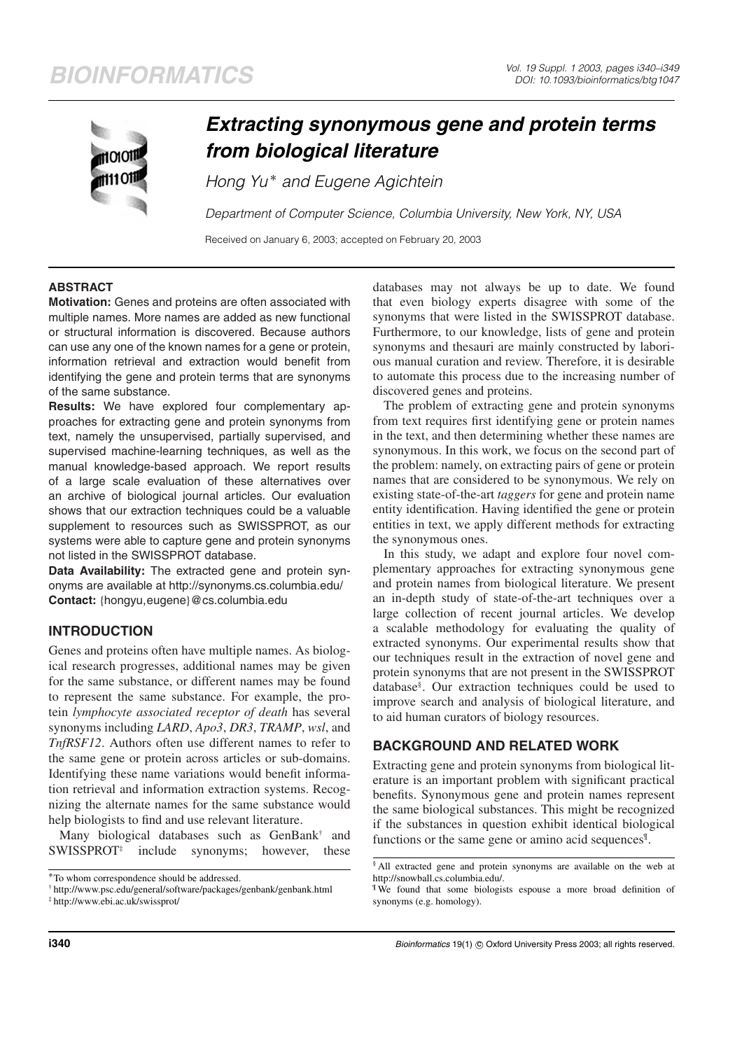# Extracting synonymous gene and protein terms from biological literature

*Hong Yu* and Eugene Agichtein*

*Department of Computer Science, Columbia University, New York, NY, USA*

Received on January 6, 2003; accepted on February 20, 2003

## ABSTRACT

**Motivation:** Genes and proteins are often associated with multiple names. More names are added as new functional or structural information is discovered. Because authors can use any one of the known names for a gene or protein, information retrieval and extraction would benefit from identifying the gene and protein terms that are synonyms of the same substance.

**Results:** We have explored four complementary approaches for extracting gene and protein synonyms from text, namely the unsupervised, partially supervised, and supervised machine-learning techniques, as well as the manual knowledge-based approach. We report results of a large scale evaluation of these alternatives over an archive of biological journal articles. Our evaluation shows that our extraction techniques could be a valuable supplement to resources such as SWISSPROT, as our systems were able to capture gene and protein synonyms not listed in the SWISSPROT database.

**Data Availability:** The extracted gene and protein synonyms are available at http://synonyms.cs.columbia.edu/

**Contact:** {hongyu,eugene}@cs.columbia.edu

## INTRODUCTION

Genes and proteins often have multiple names. As biological research progresses, additional names may be given for the same substance, or different names may be found to represent the same substance. For example, the protein *lymphocyte associated receptor of death* has several synonyms including *LARD*, *Apo3*, *DR3*, *TRAMP*, *wsl*, and *TnfRSF12*. Authors often use different names to refer to the same gene or protein across articles or sub-domains. Identifying these name variations would benefit information retrieval and information extraction systems. Recognizing the alternate names for the same substance would help biologists to find and use relevant literature.

Many biological databases such as GenBank[†] and SWISSPROT[‡] include synonyms; however, these databases may not always be up to date. We found that even biology experts disagree with some of the synonyms that were listed in the SWISSPROT database. Furthermore, to our knowledge, lists of gene and protein synonyms and thesauri are mainly constructed by laborious manual curation and review. Therefore, it is desirable to automate this process due to the increasing number of discovered genes and proteins.

The problem of extracting gene and protein synonyms from text requires first identifying gene or protein names in the text, and then determining whether these names are synonymous. In this work, we focus on the second part of the problem: namely, on extracting pairs of gene or protein names that are considered to be synonymous. We rely on existing state-of-the-art *taggers* for gene and protein name entity identification. Having identified the gene or protein entities in text, we apply different methods for extracting the synonymous ones.

In this study, we adapt and explore four novel complementary approaches for extracting synonymous gene and protein names from biological literature. We present an in-depth study of state-of-the-art techniques over a large collection of recent journal articles. We develop a scalable methodology for evaluating the quality of extracted synonyms. Our experimental results show that our techniques result in the extraction of novel gene and protein synonyms that are not present in the SWISSPROT database[§]. Our extraction techniques could be used to improve search and analysis of biological literature, and to aid human curators of biology resources.

## BACKGROUND AND RELATED WORK

Extracting gene and protein synonyms from biological literature is an important problem with significant practical benefits. Synonymous gene and protein names represent the same biological substances. This might be recognized if the substances in question exhibit identical biological functions or the same gene or amino acid sequences[¶].

---

*To whom correspondence should be addressed.

[†] http://www.psc.edu/general/software/packages/genbank/genbank.html

[‡] http://www.ebi.ac.uk/swissprot/

[§] All extracted gene and protein synonyms are available on the web at http://snowball.cs.columbia.edu/.

[¶] We found that some biologists espouse a more broad definition of synonyms (e.g. homology).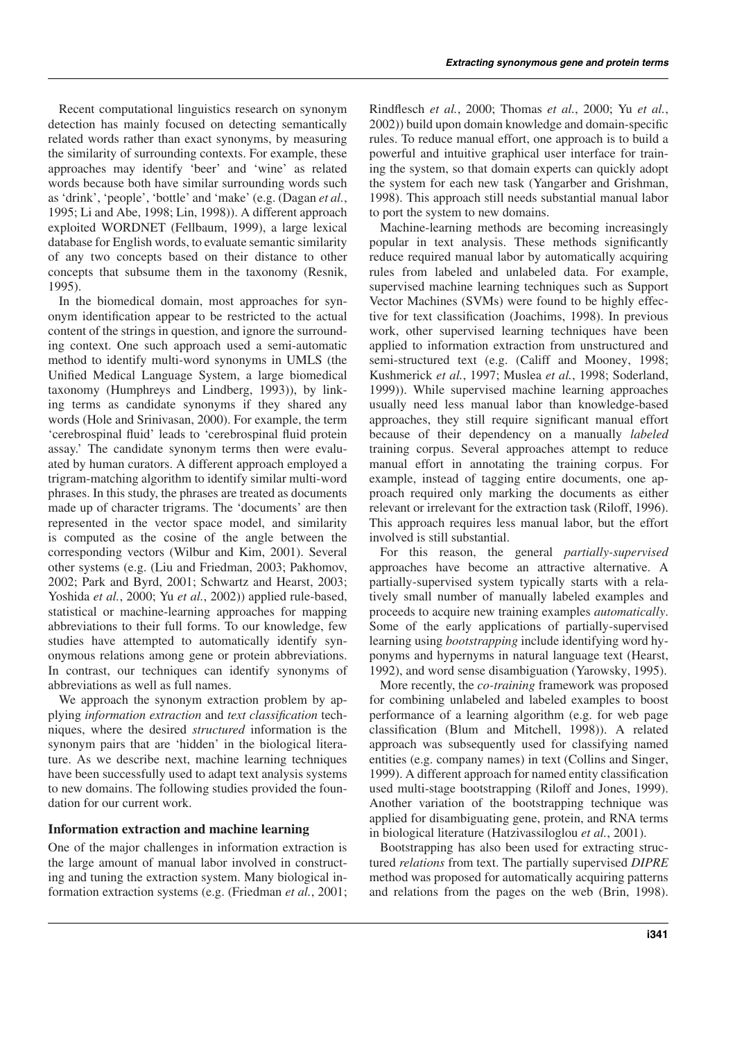Recent computational linguistics research on synonym detection has mainly focused on detecting semantically related words rather than exact synonyms, by measuring the similarity of surrounding contexts. For example, these approaches may identify 'beer' and 'wine' as related words because both have similar surrounding words such as 'drink', 'people', 'bottle' and 'make' (e.g. (Dagan *et al.*, 1995; Li and Abe, 1998; Lin, 1998)). A different approach exploited WORDNET (Fellbaum, 1999), a large lexical database for English words, to evaluate semantic similarity of any two concepts based on their distance to other concepts that subsume them in the taxonomy (Resnik, 1995).

In the biomedical domain, most approaches for synonym identification appear to be restricted to the actual content of the strings in question, and ignore the surrounding context. One such approach used a semi-automatic method to identify multi-word synonyms in UMLS (the Unified Medical Language System, a large biomedical taxonomy (Humphreys and Lindberg, 1993)), by linking terms as candidate synonyms if they shared any words (Hole and Srinivasan, 2000). For example, the term 'cerebrospinal fluid' leads to 'cerebrospinal fluid protein assay.' The candidate synonym terms then were evaluated by human curators. A different approach employed a trigram-matching algorithm to identify similar multi-word phrases. In this study, the phrases are treated as documents made up of character trigrams. The 'documents' are then represented in the vector space model, and similarity is computed as the cosine of the angle between the corresponding vectors (Wilbur and Kim, 2001). Several other systems (e.g. (Liu and Friedman, 2003; Pakhomov, 2002; Park and Byrd, 2001; Schwartz and Hearst, 2003; Yoshida *et al.*, 2000; Yu *et al.*, 2002)) applied rule-based, statistical or machine-learning approaches for mapping abbreviations to their full forms. To our knowledge, few studies have attempted to automatically identify synonymous relations among gene or protein abbreviations. In contrast, our techniques can identify synonyms of abbreviations as well as full names.

We approach the synonym extraction problem by applying *information extraction* and *text classification* techniques, where the desired *structured* information is the synonym pairs that are 'hidden' in the biological literature. As we describe next, machine learning techniques have been successfully used to adapt text analysis systems to new domains. The following studies provided the foundation for our current work.

### Information extraction and machine learning

One of the major challenges in information extraction is the large amount of manual labor involved in constructing and tuning the extraction system. Many biological information extraction systems (e.g. (Friedman *et al.*, 2001; Rindflesch *et al.*, 2000; Thomas *et al.*, 2000; Yu *et al.*, 2002)) build upon domain knowledge and domain-specific rules. To reduce manual effort, one approach is to build a powerful and intuitive graphical user interface for training the system, so that domain experts can quickly adopt the system for each new task (Yangarber and Grishman, 1998). This approach still needs substantial manual labor to port the system to new domains.

Machine-learning methods are becoming increasingly popular in text analysis. These methods significantly reduce required manual labor by automatically acquiring rules from labeled and unlabeled data. For example, supervised machine learning techniques such as Support Vector Machines (SVMs) were found to be highly effective for text classification (Joachims, 1998). In previous work, other supervised learning techniques have been applied to information extraction from unstructured and semi-structured text (e.g. (Califf and Mooney, 1998; Kushmerick *et al.*, 1997; Muslea *et al.*, 1998; Soderland, 1999)). While supervised machine learning approaches usually need less manual labor than knowledge-based approaches, they still require significant manual effort because of their dependency on a manually *labeled* training corpus. Several approaches attempt to reduce manual effort in annotating the training corpus. For example, instead of tagging entire documents, one approach required only marking the documents as either relevant or irrelevant for the extraction task (Riloff, 1996). This approach requires less manual labor, but the effort involved is still substantial.

For this reason, the general *partially-supervised* approaches have become an attractive alternative. A partially-supervised system typically starts with a relatively small number of manually labeled examples and proceeds to acquire new training examples *automatically*. Some of the early applications of partially-supervised learning using *bootstrapping* include identifying word hyponyms and hypernyms in natural language text (Hearst, 1992), and word sense disambiguation (Yarowsky, 1995).

More recently, the *co-training* framework was proposed for combining unlabeled and labeled examples to boost performance of a learning algorithm (e.g. for web page classification (Blum and Mitchell, 1998)). A related approach was subsequently used for classifying named entities (e.g. company names) in text (Collins and Singer, 1999). A different approach for named entity classification used multi-stage bootstrapping (Riloff and Jones, 1999). Another variation of the bootstrapping technique was applied for disambiguating gene, protein, and RNA terms in biological literature (Hatzivassiloglou *et al.*, 2001).

Bootstrapping has also been used for extracting structured *relations* from text. The partially supervised *DIPRE* method was proposed for automatically acquiring patterns and relations from the pages on the web (Brin, 1998).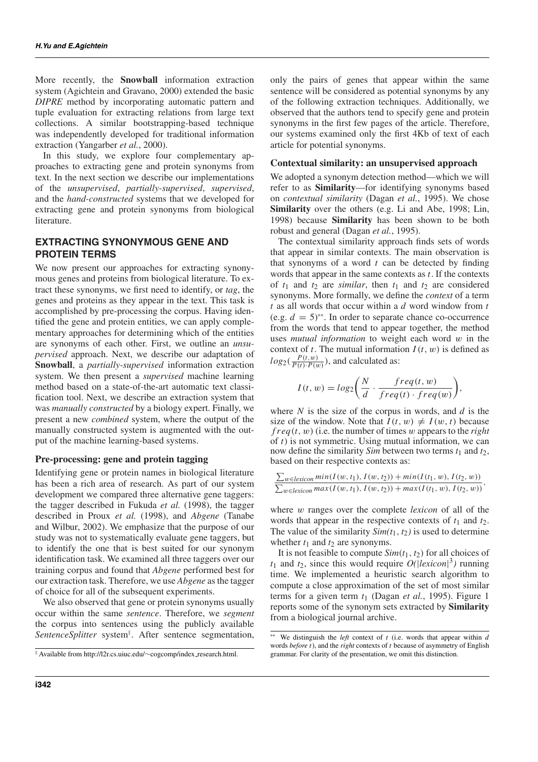More recently, the **Snowball** information extraction system (Agichtein and Gravano, 2000) extended the basic *DIPRE* method by incorporating automatic pattern and tuple evaluation for extracting relations from large text collections. A similar bootstrapping-based technique was independently developed for traditional information extraction (Yangarber *et al.*, 2000).

In this study, we explore four complementary approaches to extracting gene and protein synonyms from text. In the next section we describe our implementations of the *unsupervised*, *partially-supervised*, *supervised*, and the *hand-constructed* systems that we developed for extracting gene and protein synonyms from biological literature.

## EXTRACTING SYNONYMOUS GENE AND PROTEIN TERMS

We now present our approaches for extracting synonymous genes and proteins from biological literature. To extract these synonyms, we first need to identify, or *tag*, the genes and proteins as they appear in the text. This task is accomplished by pre-processing the corpus. Having identified the gene and protein entities, we can apply complementary approaches for determining which of the entities are synonyms of each other. First, we outline an *unsupervised* approach. Next, we describe our adaptation of **Snowball**, a *partially-supervised* information extraction system. We then present a *supervised* machine learning method based on a state-of-the-art automatic text classification tool. Next, we describe an extraction system that was *manually constructed* by a biology expert. Finally, we present a new *combined* system, where the output of the manually constructed system is augmented with the output of the machine learning-based systems.

### Pre-processing: gene and protein tagging

Identifying gene or protein names in biological literature has been a rich area of research. As part of our system development we compared three alternative gene taggers: the tagger described in Fukuda *et al.* (1998), the tagger described in Proux *et al.* (1998), and *Abgene* (Tanabe and Wilbur, 2002). We emphasize that the purpose of our study was not to systematically evaluate gene taggers, but to identify the one that is best suited for our synonym identification task. We examined all three taggers over our training corpus and found that *Abgene* performed best for our extraction task. Therefore, we use *Abgene* as the tagger of choice for all of the subsequent experiments.

We also observed that gene or protein synonyms usually occur within the same *sentence*. Therefore, we *segment* the corpus into sentences using the publicly available *SentenceSplitter* system[‖]. After sentence segmentation, only the pairs of genes that appear within the same sentence will be considered as potential synonyms by any of the following extraction techniques. Additionally, we observed that the authors tend to specify gene and protein synonyms in the first few pages of the article. Therefore, our systems examined only the first 4Kb of text of each article for potential synonyms.

[‖] Available from http://l2r.cs.uiuc.edu/~cogcomp/index_research.html.

### Contextual similarity: an unsupervised approach

We adopted a synonym detection method—which we will refer to as **Similarity**—for identifying synonyms based on *contextual similarity* (Dagan *et al.*, 1995). We chose **Similarity** over the others (e.g. Li and Abe, 1998; Lin, 1998) because **Similarity** has been shown to be both robust and general (Dagan *et al.*, 1995).

The contextual similarity approach finds sets of words that appear in similar contexts. The main observation is that synonyms of a word $t$ can be detected by finding words that appear in the same contexts as $t$. If the contexts of $t_1$ and $t_2$ are *similar*, then $t_1$ and $t_2$ are considered synonyms. More formally, we define the *context* of a term $t$ as all words that occur within a $d$ word window from $t$ (e.g. $d = 5$)[**]. In order to separate chance co-occurrence from the words that tend to appear together, the method uses *mutual information* to weight each word $w$ in the context of $t$. The mutual information $I(t, w)$ is defined as $log_2(\frac{P(t,w)}{P(t) \cdot P(w)})$, and calculated as:

$$I(t, w) = log_2\left(\frac{N}{d} \cdot \frac{freq(t, w)}{freq(t) \cdot freq(w)}\right),$$

where $N$ is the size of the corpus in words, and $d$ is the size of the window. Note that $I(t, w) \neq I(w, t)$ because $freq(t, w)$ (i.e. the number of times $w$ appears to the *right* of $t$) is not symmetric. Using mutual information, we can now define the similarity *Sim* between two terms $t_1$ and $t_2$, based on their respective contexts as:

$$\frac{\sum_{w \in lexicon} min(I(w, t_1), I(w, t_2)) + min(I(t_1, w), I(t_2, w))}{\sum_{w \in lexicon} max(I(w, t_1), I(w, t_2)) + max(I(t_1, w), I(t_2, w))},$$

where $w$ ranges over the complete *lexicon* of all of the words that appear in the respective contexts of $t_1$ and $t_2$. The value of the similarity $Sim(t_1, t_2)$ is used to determine whether $t_1$ and $t_2$ are synonyms.

It is not feasible to compute $Sim(t_1, t_2)$ for all choices of $t_1$ and $t_2$, since this would require $O(|lexicon|^3)$ running time. We implemented a heuristic search algorithm to compute a close approximation of the set of most similar terms for a given term $t_1$ (Dagan *et al.*, 1995). Figure 1 reports some of the synonym sets extracted by **Similarity** from a biological journal archive.

[**] We distinguish the *left* context of $t$ (i.e. words that appear within $d$ words *before* $t$), and the *right* contexts of $t$ because of asymmetry of English grammar. For clarity of the presentation, we omit this distinction.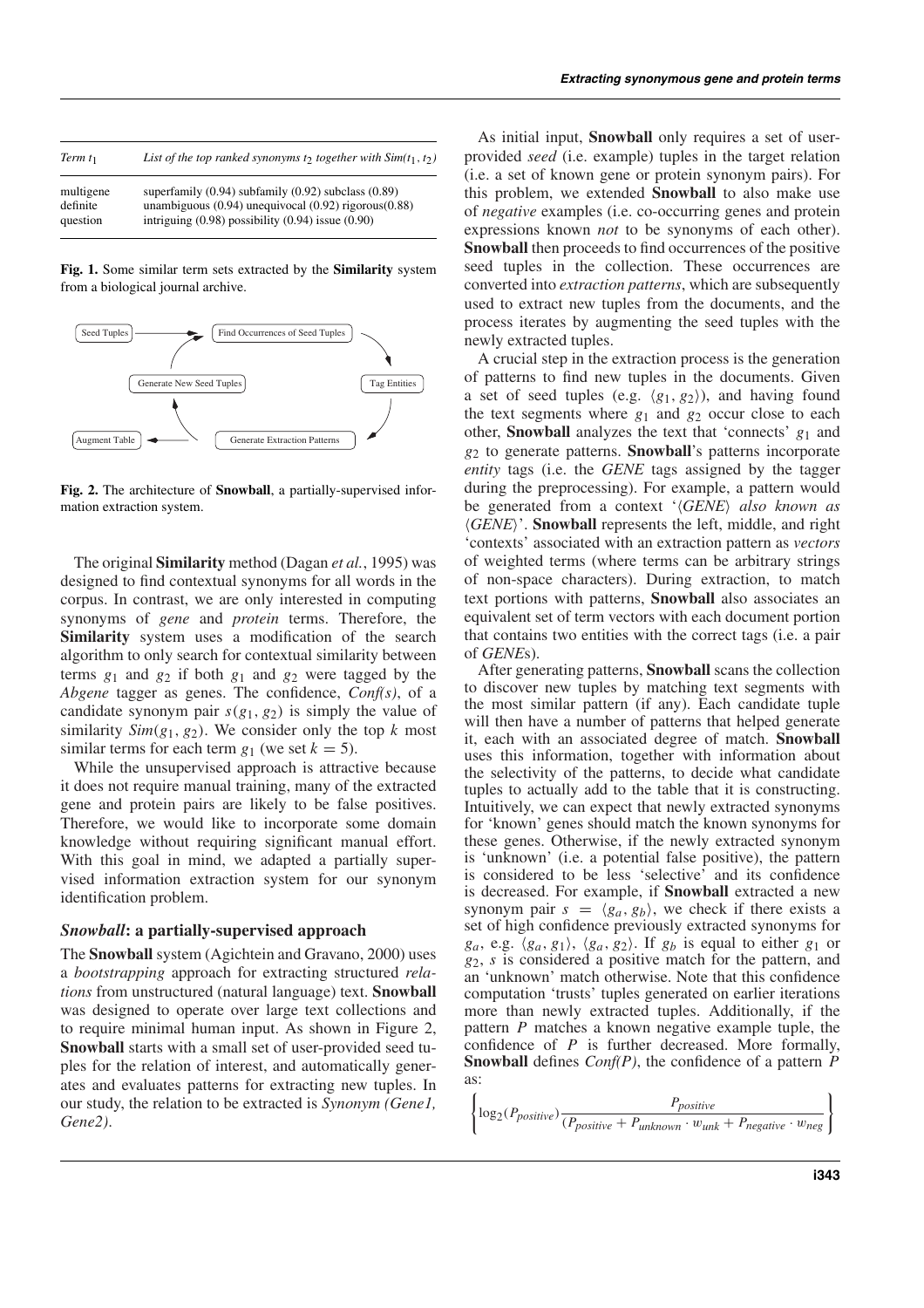| Term $t_1$ | List of the top ranked synonyms $t_2$ together with $Sim(t_1, t_2)$ |
|---|---|
| multigene | superfamily (0.94) subfamily (0.92) subclass (0.89) |
| definite | unambiguous (0.94) unequivocal (0.92) rigorous(0.88) |
| question | intriguing (0.98) possibility (0.94) issue (0.90) |

**Fig. 1.** Some similar term sets extracted by the **Similarity** system from a biological journal archive.

```
Seed Tuples  -------->  Find Occurrences of Seed Tuples
                                                   \
Generate New Seed Tuples                        Tag Entities
                                                   /
Augment Table  <--------  Generate Extraction Patterns
```

**Fig. 2.** The architecture of **Snowball**, a partially-supervised information extraction system.

The original **Similarity** method (Dagan *et al.*, 1995) was designed to find contextual synonyms for all words in the corpus. In contrast, we are only interested in computing synonyms of *gene* and *protein* terms. Therefore, the **Similarity** system uses a modification of the search algorithm to only search for contextual similarity between terms $g_1$ and $g_2$ if both $g_1$ and $g_2$ were tagged by the *Abgene* tagger as genes. The confidence, *Conf(s)*, of a candidate synonym pair $s(g_1, g_2)$ is simply the value of similarity $Sim(g_1, g_2)$. We consider only the top $k$ most similar terms for each term $g_1$ (we set $k = 5$).

While the unsupervised approach is attractive because it does not require manual training, many of the extracted gene and protein pairs are likely to be false positives. Therefore, we would like to incorporate some domain knowledge without requiring significant manual effort. With this goal in mind, we adapted a partially supervised information extraction system for our synonym identification problem.

### *Snowball*: a partially-supervised approach

The **Snowball** system (Agichtein and Gravano, 2000) uses a *bootstrapping* approach for extracting structured *relations* from unstructured (natural language) text. **Snowball** was designed to operate over large text collections and to require minimal human input. As shown in Figure 2, **Snowball** starts with a small set of user-provided seed tuples for the relation of interest, and automatically generates and evaluates patterns for extracting new tuples. In our study, the relation to be extracted is *Synonym (Gene1, Gene2)*.

As initial input, **Snowball** only requires a set of user-provided *seed* (i.e. example) tuples in the target relation (i.e. a set of known gene or protein synonym pairs). For this problem, we extended **Snowball** to also make use of *negative* examples (i.e. co-occurring genes and protein expressions known *not* to be synonyms of each other). **Snowball** then proceeds to find occurrences of the positive seed tuples in the collection. These occurrences are converted into *extraction patterns*, which are subsequently used to extract new tuples from the documents, and the process iterates by augmenting the seed tuples with the newly extracted tuples.

A crucial step in the extraction process is the generation of patterns to find new tuples in the documents. Given a set of seed tuples (e.g. $\langle g_1, g_2 \rangle$), and having found the text segments where $g_1$ and $g_2$ occur close to each other, **Snowball** analyzes the text that 'connects' $g_1$ and $g_2$ to generate patterns. **Snowball**'s patterns incorporate *entity* tags (i.e. the *GENE* tags assigned by the tagger during the preprocessing). For example, a pattern would be generated from a context '$\langle$*GENE*$\rangle$ *also known as* $\langle$*GENE*$\rangle$'. **Snowball** represents the left, middle, and right 'contexts' associated with an extraction pattern as *vectors* of weighted terms (where terms can be arbitrary strings of non-space characters). During extraction, to match text portions with patterns, **Snowball** also associates an equivalent set of term vectors with each document portion that contains two entities with the correct tags (i.e. a pair of *GENE*s).

After generating patterns, **Snowball** scans the collection to discover new tuples by matching text segments with the most similar pattern (if any). Each candidate tuple will then have a number of patterns that helped generate it, each with an associated degree of match. **Snowball** uses this information, together with information about the selectivity of the patterns, to decide what candidate tuples to actually add to the table that it is constructing. Intuitively, we can expect that newly extracted synonyms for 'known' genes should match the known synonyms for these genes. Otherwise, if the newly extracted synonym is 'unknown' (i.e. a potential false positive), the pattern is considered to be less 'selective' and its confidence is decreased. For example, if **Snowball** extracted a new synonym pair $s = \langle g_a, g_b \rangle$, we check if there exists a set of high confidence previously extracted synonyms for $g_a$, e.g. $\langle g_a, g_1 \rangle$, $\langle g_a, g_2 \rangle$. If $g_b$ is equal to either $g_1$ or $g_2$, $s$ is considered a positive match for the pattern, and an 'unknown' match otherwise. Note that this confidence computation 'trusts' tuples generated on earlier iterations more than newly extracted tuples. Additionally, if the pattern $P$ matches a known negative example tuple, the confidence of $P$ is further decreased. More formally, **Snowball** defines *Conf(P)*, the confidence of a pattern $P$ as:

$$\left\{ \log_2(P_{positive}) \frac{P_{positive}}{(P_{positive} + P_{unknown} \cdot w_{unk} + P_{negative} \cdot w_{neg}} \right\}$$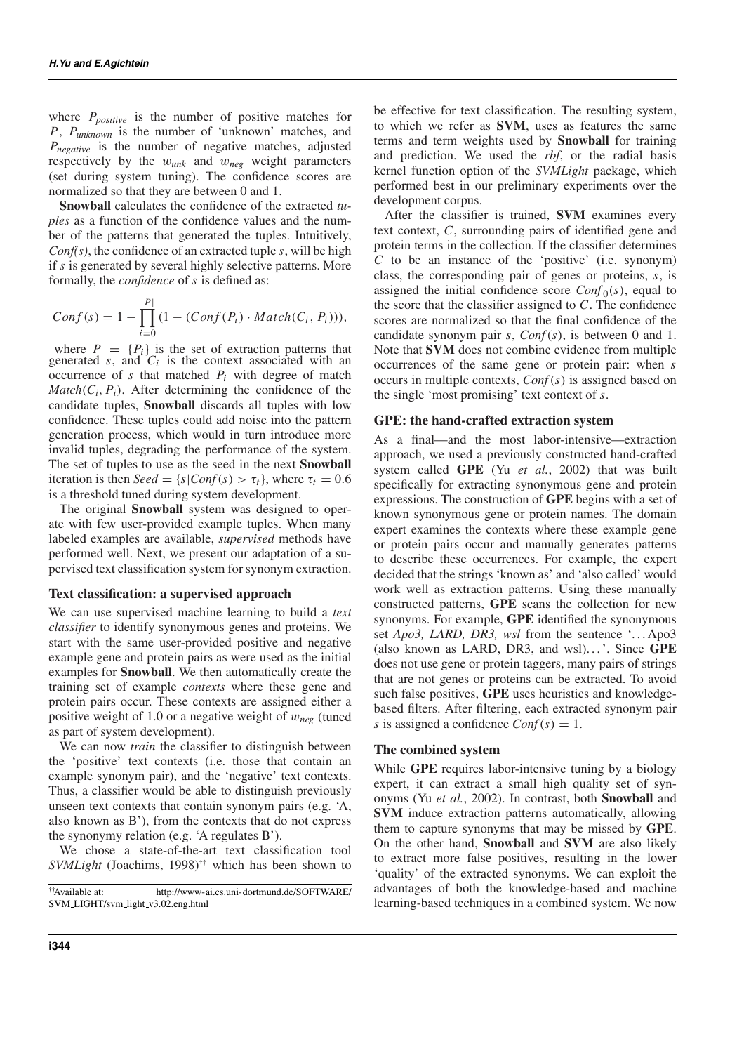where $P_{positive}$ is the number of positive matches for $P$, $P_{unknown}$ is the number of 'unknown' matches, and $P_{negative}$ is the number of negative matches, adjusted respectively by the $w_{unk}$ and $w_{neg}$ weight parameters (set during system tuning). The confidence scores are normalized so that they are between 0 and 1.

**Snowball** calculates the confidence of the extracted *tuples* as a function of the confidence values and the number of the patterns that generated the tuples. Intuitively, *Conf(s)*, the confidence of an extracted tuple *s*, will be high if *s* is generated by several highly selective patterns. More formally, the *confidence* of *s* is defined as:

$$Conf(s) = 1 - \prod_{i=0}^{|P|} (1 - (Conf(P_i) \cdot Match(C_i, P_i))),$$

where $P = \{P_i\}$ is the set of extraction patterns that generated $s$, and $C_i$ is the context associated with an occurrence of $s$ that matched $P_i$ with degree of match $Match(C_i, P_i)$. After determining the confidence of the candidate tuples, **Snowball** discards all tuples with low confidence. These tuples could add noise into the pattern generation process, which would in turn introduce more invalid tuples, degrading the performance of the system. The set of tuples to use as the seed in the next **Snowball** iteration is then $Seed = \{s|Conf(s) > \tau_t\}$, where $\tau_t = 0.6$ is a threshold tuned during system development.

The original **Snowball** system was designed to operate with few user-provided example tuples. When many labeled examples are available, *supervised* methods have performed well. Next, we present our adaptation of a supervised text classification system for synonym extraction.

### Text classification: a supervised approach

We can use supervised machine learning to build a *text classifier* to identify synonymous genes and proteins. We start with the same user-provided positive and negative example gene and protein pairs as were used as the initial examples for **Snowball**. We then automatically create the training set of example *contexts* where these gene and protein pairs occur. These contexts are assigned either a positive weight of 1.0 or a negative weight of $w_{neg}$ (tuned as part of system development).

We can now *train* the classifier to distinguish between the 'positive' text contexts (i.e. those that contain an example synonym pair), and the 'negative' text contexts. Thus, a classifier would be able to distinguish previously unseen text contexts that contain synonym pairs (e.g. 'A, also known as B'), from the contexts that do not express the synonymy relation (e.g. 'A regulates B').

We chose a state-of-the-art text classification tool *SVMLight* (Joachims, 1998)[††] which has been shown to be effective for text classification. The resulting system, to which we refer as **SVM**, uses as features the same terms and term weights used by **Snowball** for training and prediction. We used the *rbf*, or the radial basis kernel function option of the *SVMLight* package, which performed best in our preliminary experiments over the development corpus.

After the classifier is trained, **SVM** examines every text context, $C$, surrounding pairs of identified gene and protein terms in the collection. If the classifier determines $C$ to be an instance of the 'positive' (i.e. synonym) class, the corresponding pair of genes or proteins, $s$, is assigned the initial confidence score $Conf_0(s)$, equal to the score that the classifier assigned to $C$. The confidence scores are normalized so that the final confidence of the candidate synonym pair $s$, $Conf(s)$, is between 0 and 1. Note that **SVM** does not combine evidence from multiple occurrences of the same gene or protein pair: when $s$ occurs in multiple contexts, $Conf(s)$ is assigned based on the single 'most promising' text context of $s$.

### GPE: the hand-crafted extraction system

As a final—and the most labor-intensive—extraction approach, we used a previously constructed hand-crafted system called **GPE** (Yu *et al.*, 2002) that was built specifically for extracting synonymous gene and protein expressions. The construction of **GPE** begins with a set of known synonymous gene or protein names. The domain expert examines the contexts where these example gene or protein pairs occur and manually generates patterns to describe these occurrences. For example, the expert decided that the strings 'known as' and 'also called' would work well as extraction patterns. Using these manually constructed patterns, **GPE** scans the collection for new synonyms. For example, **GPE** identified the synonymous set *Apo3, LARD, DR3, wsl* from the sentence '...Apo3 (also known as LARD, DR3, and wsl)...'. Since **GPE** does not use gene or protein taggers, many pairs of strings that are not genes or proteins can be extracted. To avoid such false positives, **GPE** uses heuristics and knowledge-based filters. After filtering, each extracted synonym pair $s$ is assigned a confidence $Conf(s) = 1$.

### The combined system

While **GPE** requires labor-intensive tuning by a biology expert, it can extract a small high quality set of synonyms (Yu *et al.*, 2002). In contrast, both **Snowball** and **SVM** induce extraction patterns automatically, allowing them to capture synonyms that may be missed by **GPE**. On the other hand, **Snowball** and **SVM** are also likely to extract more false positives, resulting in the lower 'quality' of the extracted synonyms. We can exploit the advantages of both the knowledge-based and machine learning-based techniques in a combined system. We now

[††]Available at: http://www-ai.cs.uni-dortmund.de/SOFTWARE/SVM_LIGHT/svm_light_v3.02.eng.html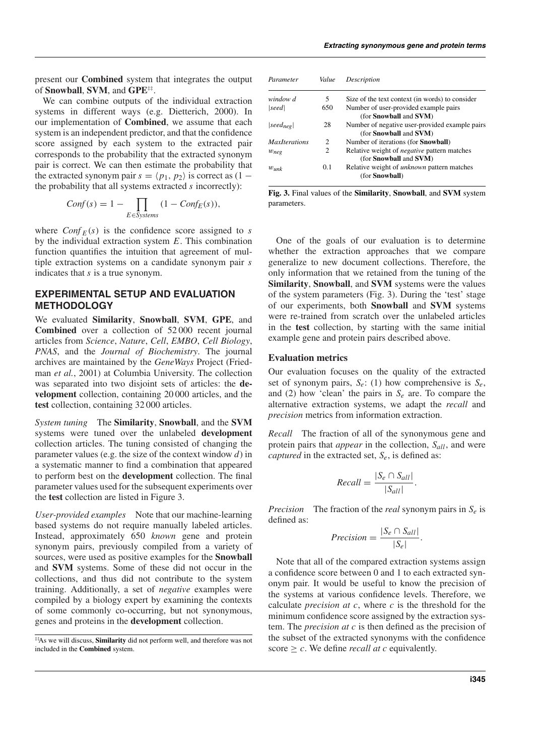present our **Combined** system that integrates the output of **Snowball**, **SVM**, and **GPE**[‡‡].

We can combine outputs of the individual extraction systems in different ways (e.g. Dietterich, 2000). In our implementation of **Combined**, we assume that each system is an independent predictor, and that the confidence score assigned by each system to the extracted pair corresponds to the probability that the extracted synonym pair is correct. We can then estimate the probability that the extracted synonym pair $s = \langle p_1, p_2 \rangle$ is correct as (1 − the probability that all systems extracted $s$ incorrectly):

$$Conf(s) = 1 - \prod_{E \in Systems} (1 - Conf_E(s)),$$

where $Conf_E(s)$ is the confidence score assigned to $s$ by the individual extraction system $E$. This combination function quantifies the intuition that agreement of multiple extraction systems on a candidate synonym pair $s$ indicates that $s$ is a true synonym.

## EXPERIMENTAL SETUP AND EVALUATION METHODOLOGY

We evaluated **Similarity**, **Snowball**, **SVM**, **GPE**, and **Combined** over a collection of 52 000 recent journal articles from *Science*, *Nature*, *Cell*, *EMBO*, *Cell Biology*, *PNAS*, and the *Journal of Biochemistry*. The journal archives are maintained by the *GeneWays* Project (Friedman *et al.*, 2001) at Columbia University. The collection was separated into two disjoint sets of articles: the **development** collection, containing 20 000 articles, and the **test** collection, containing 32 000 articles.

*System tuning* The **Similarity**, **Snowball**, and the **SVM** systems were tuned over the unlabeled **development** collection articles. The tuning consisted of changing the parameter values (e.g. the size of the context window $d$) in a systematic manner to find a combination that appeared to perform best on the **development** collection. The final parameter values used for the subsequent experiments over the **test** collection are listed in Figure 3.

*User-provided examples* Note that our machine-learning based systems do not require manually labeled articles. Instead, approximately 650 *known* gene and protein synonym pairs, previously compiled from a variety of sources, were used as positive examples for the **Snowball** and **SVM** systems. Some of these did not occur in the collections, and thus did not contribute to the system training. Additionally, a set of *negative* examples were compiled by a biology expert by examining the contexts of some commonly co-occurring, but not synonymous, genes and proteins in the **development** collection.

[‡‡]As we will discuss, **Similarity** did not perform well, and therefore was not included in the **Combined** system.

| *Parameter* | *Value* | *Description* |
|---|---|---|
| *window d* | 5 | Size of the text context (in words) to consider |
| $\lvert seed \rvert$ | 650 | Number of user-provided example pairs (for **Snowball** and **SVM**) |
| $\lvert seed_{neg} \rvert$ | 28 | Number of negative user-provided example pairs (for **Snowball** and **SVM**) |
| *MaxIterations* | 2 | Number of iterations (for **Snowball**) |
| $w_{neg}$ | 2 | Relative weight of *negative* pattern matches (for **Snowball** and **SVM**) |
| $w_{unk}$ | 0.1 | Relative weight of *unknown* pattern matches (for **Snowball**) |

**Fig. 3.** Final values of the **Similarity**, **Snowball**, and **SVM** system parameters.

One of the goals of our evaluation is to determine whether the extraction approaches that we compare generalize to new document collections. Therefore, the only information that we retained from the tuning of the **Similarity**, **Snowball**, and **SVM** systems were the values of the system parameters (Fig. 3). During the 'test' stage of our experiments, both **Snowball** and **SVM** systems were re-trained from scratch over the unlabeled articles in the **test** collection, by starting with the same initial example gene and protein pairs described above.

### Evaluation metrics

Our evaluation focuses on the quality of the extracted set of synonym pairs, $S_e$: (1) how comprehensive is $S_e$, and (2) how 'clean' the pairs in $S_e$ are. To compare the alternative extraction systems, we adapt the *recall* and *precision* metrics from information extraction.

*Recall* The fraction of all of the synonymous gene and protein pairs that *appear* in the collection, $S_{all}$, and were *captured* in the extracted set, $S_e$, is defined as:

$$Recall = \frac{|S_e \cap S_{all}|}{|S_{all}|}.$$

*Precision* The fraction of the *real* synonym pairs in $S_e$ is defined as:

$$Precision = \frac{|S_e \cap S_{all}|}{|S_e|}.$$

Note that all of the compared extraction systems assign a confidence score between 0 and 1 to each extracted synonym pair. It would be useful to know the precision of the systems at various confidence levels. Therefore, we calculate *precision at c*, where $c$ is the threshold for the minimum confidence score assigned by the extraction system. The *precision at c* is then defined as the precision of the subset of the extracted synonyms with the confidence score $\geq c$. We define *recall at c* equivalently.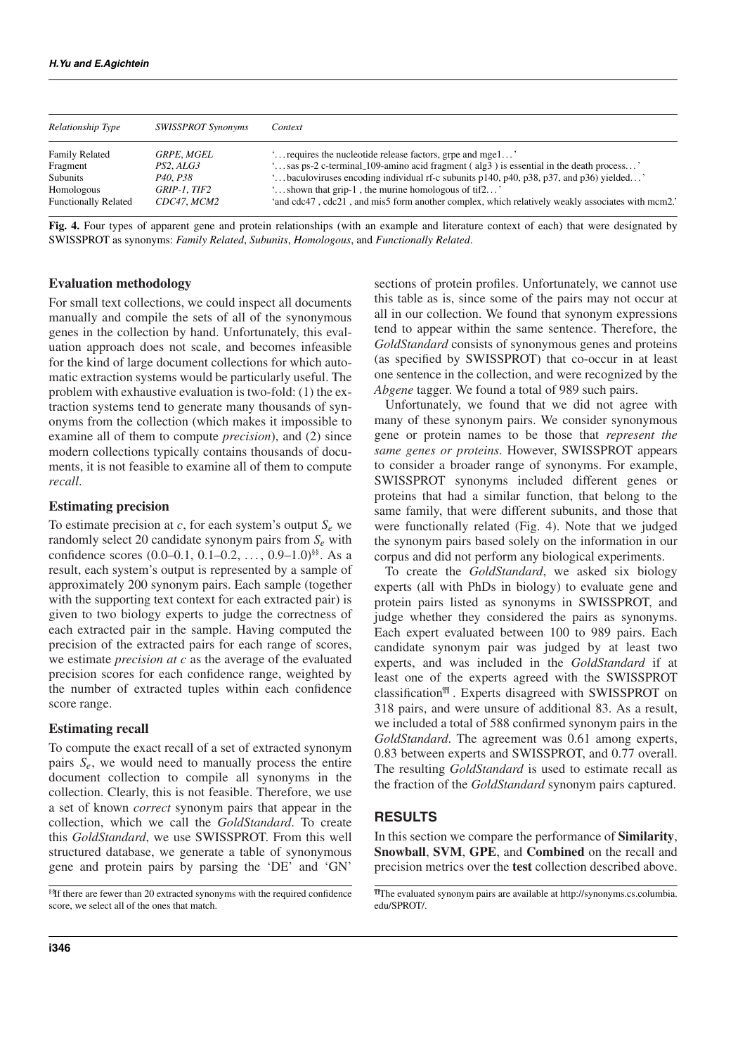| *Relationship Type* | *SWISSPROT Synonyms* | *Context* |
| --- | --- | --- |
| Family Related | *GRPE, MGEL* | '…requires the nucleotide release factors, grpe and mge1…' |
| Fragment | *PS2, ALG3* | '…sas ps-2 c-terminal_109-amino acid fragment ( alg3 ) is essential in the death process…' |
| Subunits | *P40, P38* | '…baculoviruses encoding individual rf-c subunits p140, p40, p38, p37, and p36) yielded…' |
| Homologous | *GRIP-1, TIF2* | '…shown that grip-1 , the murine homologous of tif2…' |
| Functionally Related | *CDC47, MCM2* | 'and cdc47 , cdc21 , and mis5 form another complex, which relatively weakly associates with mcm2.' |

**Fig. 4.** Four types of apparent gene and protein relationships (with an example and literature context of each) that were designated by SWISSPROT as synonyms: *Family Related*, *Subunits*, *Homologous*, and *Functionally Related*.

## Evaluation methodology

For small text collections, we could inspect all documents manually and compile the sets of all of the synonymous genes in the collection by hand. Unfortunately, this evaluation approach does not scale, and becomes infeasible for the kind of large document collections for which automatic extraction systems would be particularly useful. The problem with exhaustive evaluation is two-fold: (1) the extraction systems tend to generate many thousands of synonyms from the collection (which makes it impossible to examine all of them to compute *precision*), and (2) since modern collections typically contains thousands of documents, it is not feasible to examine all of them to compute *recall*.

### Estimating precision

To estimate precision at $c$, for each system's output $S_e$ we randomly select 20 candidate synonym pairs from $S_e$ with confidence scores (0.0–0.1, 0.1–0.2, …, 0.9–1.0)[§§]. As a result, each system's output is represented by a sample of approximately 200 synonym pairs. Each sample (together with the supporting text context for each extracted pair) is given to two biology experts to judge the correctness of each extracted pair in the sample. Having computed the precision of the extracted pairs for each range of scores, we estimate *precision at c* as the average of the evaluated precision scores for each confidence range, weighted by the number of extracted tuples within each confidence score range.

### Estimating recall

To compute the exact recall of a set of extracted synonym pairs $S_e$, we would need to manually process the entire document collection to compile all synonyms in the collection. Clearly, this is not feasible. Therefore, we use a set of known *correct* synonym pairs that appear in the collection, which we call the *GoldStandard*. To create this *GoldStandard*, we use SWISSPROT. From this well structured database, we generate a table of synonymous gene and protein pairs by parsing the 'DE' and 'GN' sections of protein profiles. Unfortunately, we cannot use this table as is, since some of the pairs may not occur at all in our collection. We found that synonym expressions tend to appear within the same sentence. Therefore, the *GoldStandard* consists of synonymous genes and proteins (as specified by SWISSPROT) that co-occur in at least one sentence in the collection, and were recognized by the *Abgene* tagger. We found a total of 989 such pairs.

Unfortunately, we found that we did not agree with many of these synonym pairs. We consider synonymous gene or protein names to be those that *represent the same genes or proteins*. However, SWISSPROT appears to consider a broader range of synonyms. For example, SWISSPROT synonyms included different genes or proteins that had a similar function, that belong to the same family, that were different subunits, and those that were functionally related (Fig. 4). Note that we judged the synonym pairs based solely on the information in our corpus and did not perform any biological experiments.

To create the *GoldStandard*, we asked six biology experts (all with PhDs in biology) to evaluate gene and protein pairs listed as synonyms in SWISSPROT, and judge whether they considered the pairs as synonyms. Each expert evaluated between 100 to 989 pairs. Each candidate synonym pair was judged by at least two experts, and was included in the *GoldStandard* if at least one of the experts agreed with the SWISSPROT classification[¶¶]. Experts disagreed with SWISSPROT on 318 pairs, and were unsure of additional 83. As a result, we included a total of 588 confirmed synonym pairs in the *GoldStandard*. The agreement was 0.61 among experts, 0.83 between experts and SWISSPROT, and 0.77 overall. The resulting *GoldStandard* is used to estimate recall as the fraction of the *GoldStandard* synonym pairs captured.

## RESULTS

In this section we compare the performance of **Similarity**, **Snowball**, **SVM**, **GPE**, and **Combined** on the recall and precision metrics over the **test** collection described above.

[§§]If there are fewer than 20 extracted synonyms with the required confidence score, we select all of the ones that match.

[¶¶]The evaluated synonym pairs are available at http://synonyms.cs.columbia.edu/SPROT/.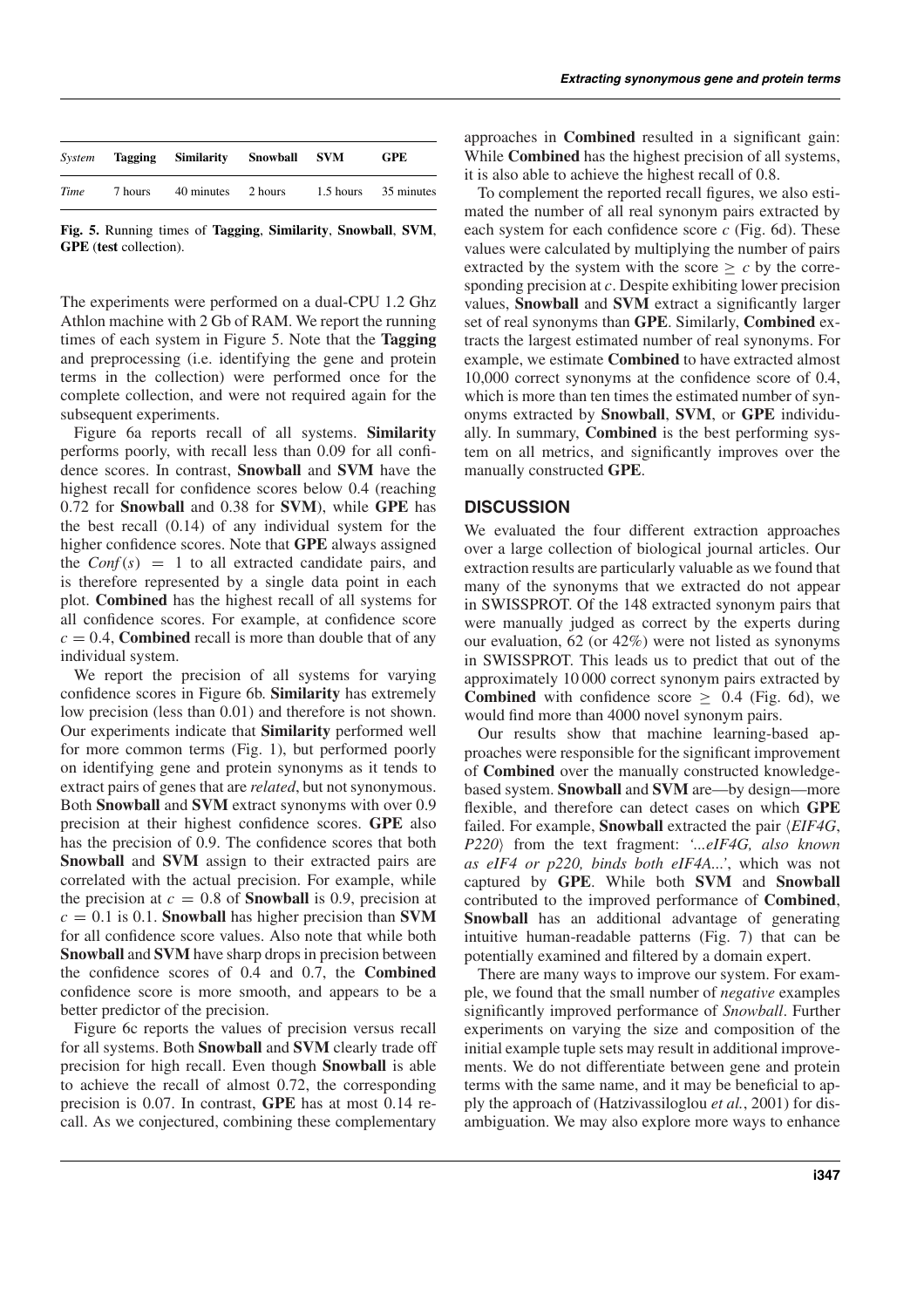| *System* | **Tagging** | **Similarity** | **Snowball** | **SVM** | **GPE** |
|---|---|---|---|---|---|
| *Time* | 7 hours | 40 minutes | 2 hours | 1.5 hours | 35 minutes |

**Fig. 5.** Running times of **Tagging**, **Similarity**, **Snowball**, **SVM**, **GPE** (**test** collection).

The experiments were performed on a dual-CPU 1.2 Ghz Athlon machine with 2 Gb of RAM. We report the running times of each system in Figure 5. Note that the **Tagging** and preprocessing (i.e. identifying the gene and protein terms in the collection) were performed once for the complete collection, and were not required again for the subsequent experiments.

Figure 6a reports recall of all systems. **Similarity** performs poorly, with recall less than 0.09 for all confidence scores. In contrast, **Snowball** and **SVM** have the highest recall for confidence scores below 0.4 (reaching 0.72 for **Snowball** and 0.38 for **SVM**), while **GPE** has the best recall (0.14) of any individual system for the higher confidence scores. Note that **GPE** always assigned the $Conf(s) = 1$ to all extracted candidate pairs, and is therefore represented by a single data point in each plot. **Combined** has the highest recall of all systems for all confidence scores. For example, at confidence score $c = 0.4$, **Combined** recall is more than double that of any individual system.

We report the precision of all systems for varying confidence scores in Figure 6b. **Similarity** has extremely low precision (less than 0.01) and therefore is not shown. Our experiments indicate that **Similarity** performed well for more common terms (Fig. 1), but performed poorly on identifying gene and protein synonyms as it tends to extract pairs of genes that are *related*, but not synonymous. Both **Snowball** and **SVM** extract synonyms with over 0.9 precision at their highest confidence scores. **GPE** also has the precision of 0.9. The confidence scores that both **Snowball** and **SVM** assign to their extracted pairs are correlated with the actual precision. For example, while the precision at $c = 0.8$ of **Snowball** is 0.9, precision at $c = 0.1$ is 0.1. **Snowball** has higher precision than **SVM** for all confidence score values. Also note that while both **Snowball** and **SVM** have sharp drops in precision between the confidence scores of 0.4 and 0.7, the **Combined** confidence score is more smooth, and appears to be a better predictor of the precision.

Figure 6c reports the values of precision versus recall for all systems. Both **Snowball** and **SVM** clearly trade off precision for high recall. Even though **Snowball** is able to achieve the recall of almost 0.72, the corresponding precision is 0.07. In contrast, **GPE** has at most 0.14 recall. As we conjectured, combining these complementary approaches in **Combined** resulted in a significant gain: While **Combined** has the highest precision of all systems, it is also able to achieve the highest recall of 0.8.

To complement the reported recall figures, we also estimated the number of all real synonym pairs extracted by each system for each confidence score $c$ (Fig. 6d). These values were calculated by multiplying the number of pairs extracted by the system with the score $\geq c$ by the corresponding precision at $c$. Despite exhibiting lower precision values, **Snowball** and **SVM** extract a significantly larger set of real synonyms than **GPE**. Similarly, **Combined** extracts the largest estimated number of real synonyms. For example, we estimate **Combined** to have extracted almost 10,000 correct synonyms at the confidence score of 0.4, which is more than ten times the estimated number of synonyms extracted by **Snowball**, **SVM**, or **GPE** individually. In summary, **Combined** is the best performing system on all metrics, and significantly improves over the manually constructed **GPE**.

## DISCUSSION

We evaluated the four different extraction approaches over a large collection of biological journal articles. Our extraction results are particularly valuable as we found that many of the synonyms that we extracted do not appear in SWISSPROT. Of the 148 extracted synonym pairs that were manually judged as correct by the experts during our evaluation, 62 (or 42%) were not listed as synonyms in SWISSPROT. This leads us to predict that out of the approximately 10 000 correct synonym pairs extracted by **Combined** with confidence score $\geq 0.4$ (Fig. 6d), we would find more than 4000 novel synonym pairs.

Our results show that machine learning-based approaches were responsible for the significant improvement of **Combined** over the manually constructed knowledge-based system. **Snowball** and **SVM** are—by design—more flexible, and therefore can detect cases on which **GPE** failed. For example, **Snowball** extracted the pair ⟨*EIF4G*, *P220*⟩ from the text fragment: *'...eIF4G, also known as eIF4 or p220, binds both eIF4A...'*, which was not captured by **GPE**. While both **SVM** and **Snowball** contributed to the improved performance of **Combined**, **Snowball** has an additional advantage of generating intuitive human-readable patterns (Fig. 7) that can be potentially examined and filtered by a domain expert.

There are many ways to improve our system. For example, we found that the small number of *negative* examples significantly improved performance of *Snowball*. Further experiments on varying the size and composition of the initial example tuple sets may result in additional improvements. We do not differentiate between gene and protein terms with the same name, and it may be beneficial to apply the approach of (Hatzivassiloglou *et al.*, 2001) for disambiguation. We may also explore more ways to enhance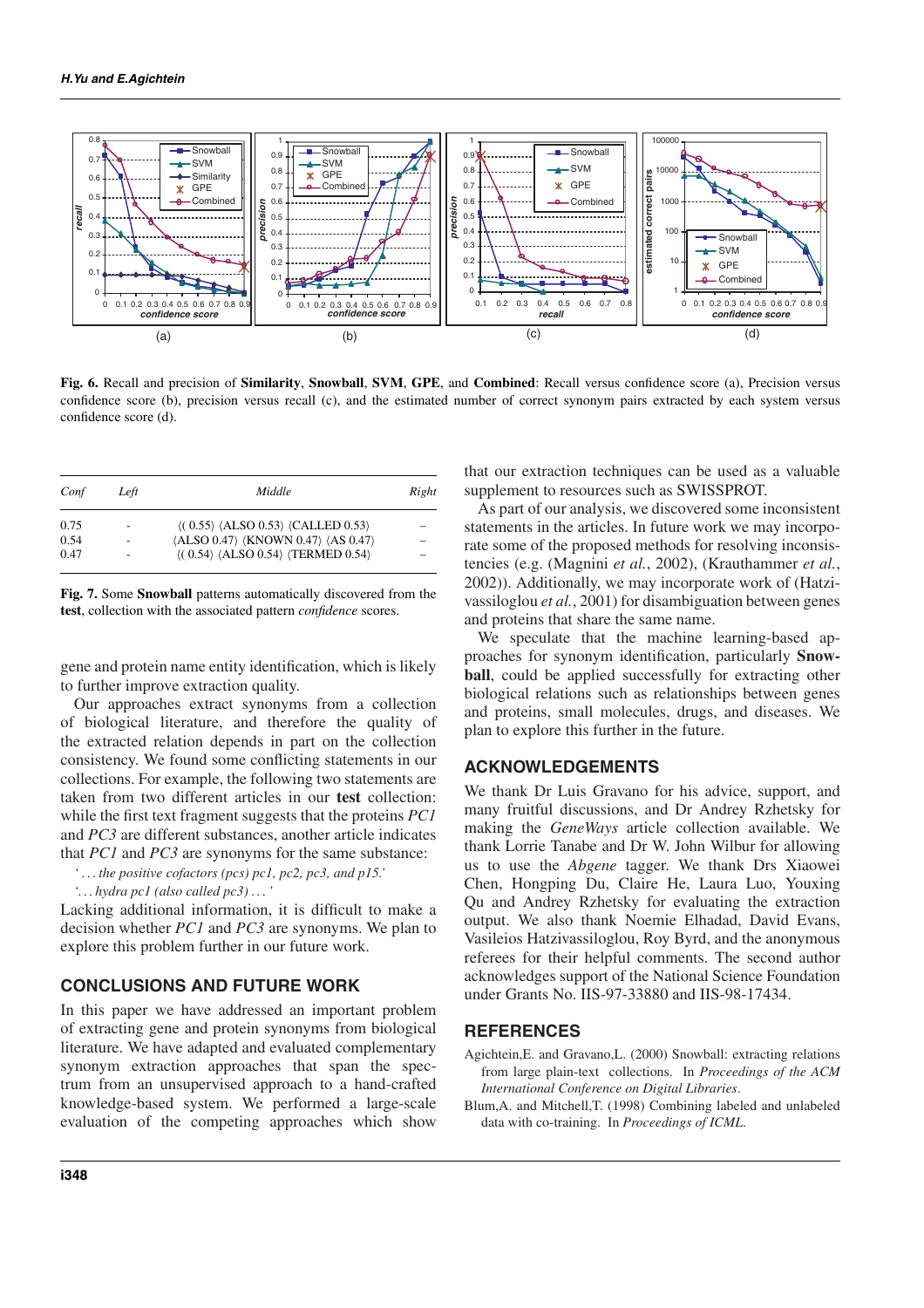**Fig. 6.** Recall and precision of **Similarity**, **Snowball**, **SVM**, **GPE**, and **Combined**: Recall versus confidence score (a), Precision versus confidence score (b), precision versus recall (c), and the estimated number of correct synonym pairs extracted by each system versus confidence score (d).

| *Conf* | *Left* | *Middle* | *Right* |
|---|---|---|---|
| 0.75 | - | ⟨( 0.55⟩ ⟨ALSO 0.53⟩ ⟨CALLED 0.53⟩ | – |
| 0.54 | - | ⟨ALSO 0.47⟩ ⟨KNOWN 0.47⟩ ⟨AS 0.47⟩ | – |
| 0.47 | - | ⟨( 0.54⟩ ⟨ALSO 0.54⟩ ⟨TERMED 0.54⟩ | – |

**Fig. 7.** Some **Snowball** patterns automatically discovered from the **test**, collection with the associated pattern *confidence* scores.

gene and protein name entity identification, which is likely to further improve extraction quality.

Our approaches extract synonyms from a collection of biological literature, and therefore the quality of the extracted relation depends in part on the collection consistency. We found some conflicting statements in our collections. For example, the following two statements are taken from two different articles in our **test** collection: while the first text fragment suggests that the proteins *PC1* and *PC3* are different substances, another article indicates that *PC1* and *PC3* are synonyms for the same substance:

'*... the positive cofactors (pcs) pc1, pc2, pc3, and p15.*'

'*... hydra pc1 (also called pc3) ...*'

Lacking additional information, it is difficult to make a decision whether *PC1* and *PC3* are synonyms. We plan to explore this problem further in our future work.

## CONCLUSIONS AND FUTURE WORK

In this paper we have addressed an important problem of extracting gene and protein synonyms from biological literature. We have adapted and evaluated complementary synonym extraction approaches that span the spectrum from an unsupervised approach to a hand-crafted knowledge-based system. We performed a large-scale evaluation of the competing approaches which show that our extraction techniques can be used as a valuable supplement to resources such as SWISSPROT.

As part of our analysis, we discovered some inconsistent statements in the articles. In future work we may incorporate some of the proposed methods for resolving inconsistencies (e.g. (Magnini *et al.*, 2002), (Krauthammer *et al.*, 2002)). Additionally, we may incorporate work of (Hatzivassiloglou *et al.*, 2001) for disambiguation between genes and proteins that share the same name.

We speculate that the machine learning-based approaches for synonym identification, particularly **Snowball**, could be applied successfully for extracting other biological relations such as relationships between genes and proteins, small molecules, drugs, and diseases. We plan to explore this further in the future.

## ACKNOWLEDGEMENTS

We thank Dr Luis Gravano for his advice, support, and many fruitful discussions, and Dr Andrey Rzhetsky for making the *GeneWays* article collection available. We thank Lorrie Tanabe and Dr W. John Wilbur for allowing us to use the *Abgene* tagger. We thank Drs Xiaowei Chen, Hongping Du, Claire He, Laura Luo, Youxing Qu and Andrey Rzhetsky for evaluating the extraction output. We also thank Noemie Elhadad, David Evans, Vasileios Hatzivassiloglou, Roy Byrd, and the anonymous referees for their helpful comments. The second author acknowledges support of the National Science Foundation under Grants No. IIS-97-33880 and IIS-98-17434.

## REFERENCES

Agichtein,E. and Gravano,L. (2000) Snowball: extracting relations from large plain-text collections. In *Proceedings of the ACM International Conference on Digital Libraries*.

Blum,A. and Mitchell,T. (1998) Combining labeled and unlabeled data with co-training. In *Proceedings of ICML*.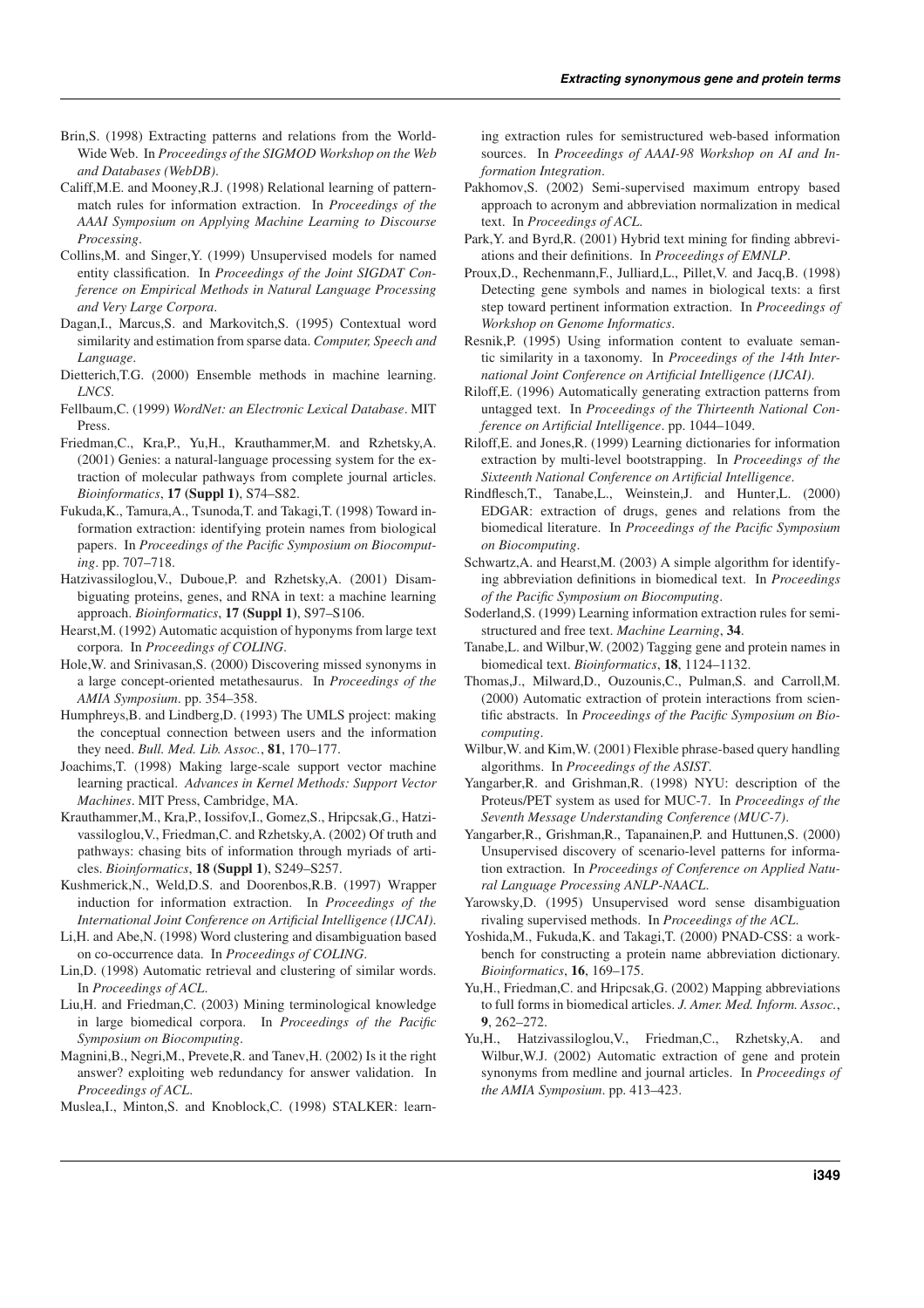Brin,S. (1998) Extracting patterns and relations from the World-Wide Web. In *Proceedings of the SIGMOD Workshop on the Web and Databases (WebDB)*.

Califf,M.E. and Mooney,R.J. (1998) Relational learning of pattern-match rules for information extraction. In *Proceedings of the AAAI Symposium on Applying Machine Learning to Discourse Processing*.

Collins,M. and Singer,Y. (1999) Unsupervised models for named entity classification. In *Proceedings of the Joint SIGDAT Conference on Empirical Methods in Natural Language Processing and Very Large Corpora*.

Dagan,I., Marcus,S. and Markovitch,S. (1995) Contextual word similarity and estimation from sparse data. *Computer, Speech and Language*.

Dietterich,T.G. (2000) Ensemble methods in machine learning. *LNCS*.

Fellbaum,C. (1999) *WordNet: an Electronic Lexical Database*. MIT Press.

Friedman,C., Kra,P., Yu,H., Krauthammer,M. and Rzhetsky,A. (2001) Genies: a natural-language processing system for the extraction of molecular pathways from complete journal articles. *Bioinformatics*, **17 (Suppl 1)**, S74–S82.

Fukuda,K., Tamura,A., Tsunoda,T. and Takagi,T. (1998) Toward information extraction: identifying protein names from biological papers. In *Proceedings of the Pacific Symposium on Biocomputing*. pp. 707–718.

Hatzivassiloglou,V., Duboue,P. and Rzhetsky,A. (2001) Disambiguating proteins, genes, and RNA in text: a machine learning approach. *Bioinformatics*, **17 (Suppl 1)**, S97–S106.

Hearst,M. (1992) Automatic acquistion of hyponyms from large text corpora. In *Proceedings of COLING*.

Hole,W. and Srinivasan,S. (2000) Discovering missed synonyms in a large concept-oriented metathesaurus. In *Proceedings of the AMIA Symposium*. pp. 354–358.

Humphreys,B. and Lindberg,D. (1993) The UMLS project: making the conceptual connection between users and the information they need. *Bull. Med. Lib. Assoc.*, **81**, 170–177.

Joachims,T. (1998) Making large-scale support vector machine learning practical. *Advances in Kernel Methods: Support Vector Machines*. MIT Press, Cambridge, MA.

Krauthammer,M., Kra,P., Iossifov,I., Gomez,S., Hripcsak,G., Hatzivassiloglou,V., Friedman,C. and Rzhetsky,A. (2002) Of truth and pathways: chasing bits of information through myriads of articles. *Bioinformatics*, **18 (Suppl 1)**, S249–S257.

Kushmerick,N., Weld,D.S. and Doorenbos,R.B. (1997) Wrapper induction for information extraction. In *Proceedings of the International Joint Conference on Artificial Intelligence (IJCAI)*.

Li,H. and Abe,N. (1998) Word clustering and disambiguation based on co-occurrence data. In *Proceedings of COLING*.

Lin,D. (1998) Automatic retrieval and clustering of similar words. In *Proceedings of ACL*.

Liu,H. and Friedman,C. (2003) Mining terminological knowledge in large biomedical corpora. In *Proceedings of the Pacific Symposium on Biocomputing*.

Magnini,B., Negri,M., Prevete,R. and Tanev,H. (2002) Is it the right answer? exploiting web redundancy for answer validation. In *Proceedings of ACL*.

Muslea,I., Minton,S. and Knoblock,C. (1998) STALKER: learning extraction rules for semistructured web-based information sources. In *Proceedings of AAAI-98 Workshop on AI and Information Integration*.

Pakhomov,S. (2002) Semi-supervised maximum entropy based approach to acronym and abbreviation normalization in medical text. In *Proceedings of ACL*.

Park,Y. and Byrd,R. (2001) Hybrid text mining for finding abbreviations and their definitions. In *Proceedings of EMNLP*.

Proux,D., Rechenmann,F., Julliard,L., Pillet,V. and Jacq,B. (1998) Detecting gene symbols and names in biological texts: a first step toward pertinent information extraction. In *Proceedings of Workshop on Genome Informatics*.

Resnik,P. (1995) Using information content to evaluate semantic similarity in a taxonomy. In *Proceedings of the 14th International Joint Conference on Artificial Intelligence (IJCAI)*.

Riloff,E. (1996) Automatically generating extraction patterns from untagged text. In *Proceedings of the Thirteenth National Conference on Artificial Intelligence*. pp. 1044–1049.

Riloff,E. and Jones,R. (1999) Learning dictionaries for information extraction by multi-level bootstrapping. In *Proceedings of the Sixteenth National Conference on Artificial Intelligence*.

Rindflesch,T., Tanabe,L., Weinstein,J. and Hunter,L. (2000) EDGAR: extraction of drugs, genes and relations from the biomedical literature. In *Proceedings of the Pacific Symposium on Biocomputing*.

Schwartz,A. and Hearst,M. (2003) A simple algorithm for identifying abbreviation definitions in biomedical text. In *Proceedings of the Pacific Symposium on Biocomputing*.

Soderland,S. (1999) Learning information extraction rules for semi-structured and free text. *Machine Learning*, **34**.

Tanabe,L. and Wilbur,W. (2002) Tagging gene and protein names in biomedical text. *Bioinformatics*, **18**, 1124–1132.

Thomas,J., Milward,D., Ouzounis,C., Pulman,S. and Carroll,M. (2000) Automatic extraction of protein interactions from scientific abstracts. In *Proceedings of the Pacific Symposium on Biocomputing*.

Wilbur,W. and Kim,W. (2001) Flexible phrase-based query handling algorithms. In *Proceedings of the ASIST*.

Yangarber,R. and Grishman,R. (1998) NYU: description of the Proteus/PET system as used for MUC-7. In *Proceedings of the Seventh Message Understanding Conference (MUC-7)*.

Yangarber,R., Grishman,R., Tapanainen,P. and Huttunen,S. (2000) Unsupervised discovery of scenario-level patterns for information extraction. In *Proceedings of Conference on Applied Natural Language Processing ANLP-NAACL*.

Yarowsky,D. (1995) Unsupervised word sense disambiguation rivaling supervised methods. In *Proceedings of the ACL*.

Yoshida,M., Fukuda,K. and Takagi,T. (2000) PNAD-CSS: a workbench for constructing a protein name abbreviation dictionary. *Bioinformatics*, **16**, 169–175.

Yu,H., Friedman,C. and Hripcsak,G. (2002) Mapping abbreviations to full forms in biomedical articles. *J. Amer. Med. Inform. Assoc.*, **9**, 262–272.

Yu,H., Hatzivassiloglou,V., Friedman,C., Rzhetsky,A. and Wilbur,W.J. (2002) Automatic extraction of gene and protein synonyms from medline and journal articles. In *Proceedings of the AMIA Symposium*. pp. 413–423.